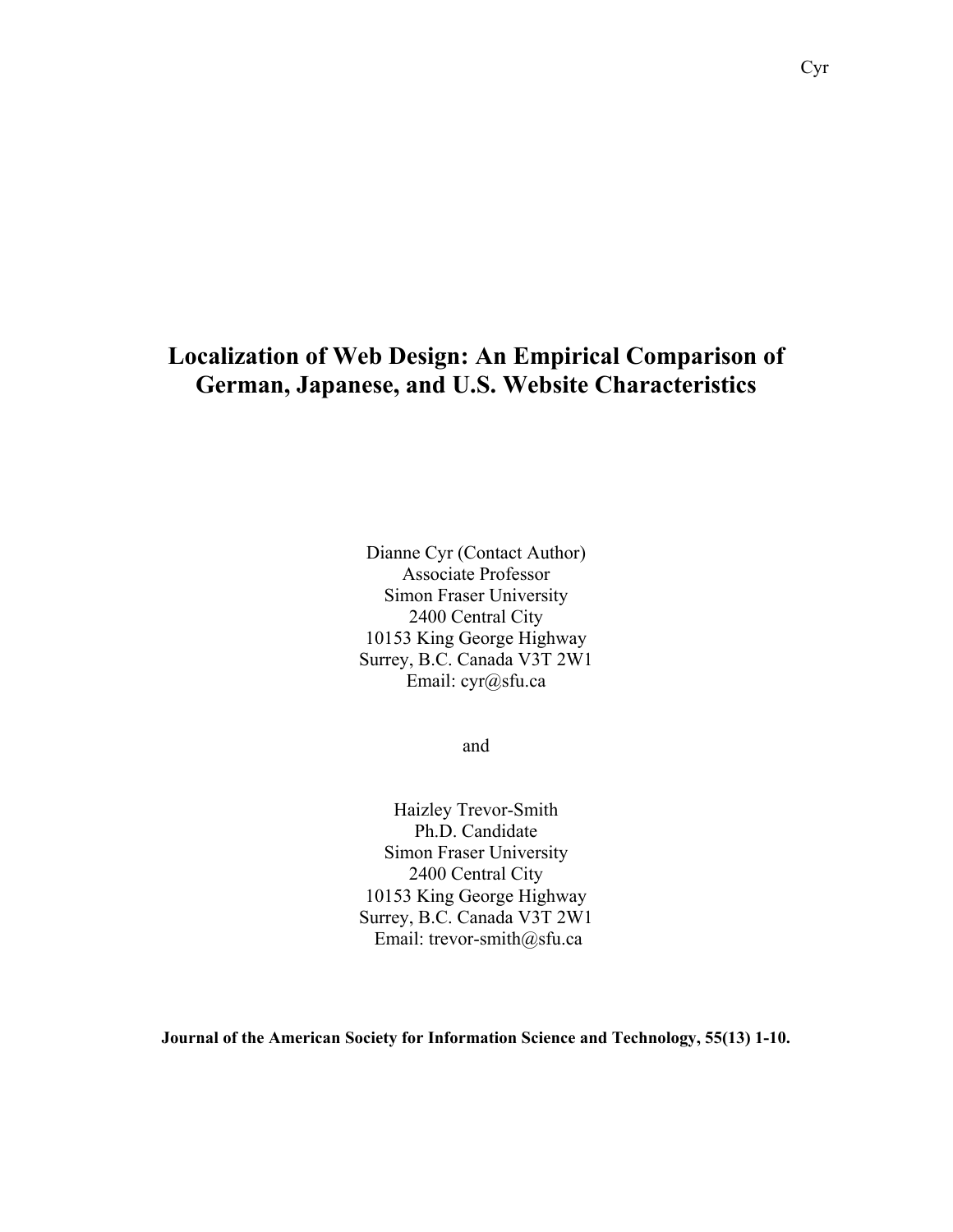# Localization of Web Design: An Empirical Comparison of German, Japanese, and U.S. Website Characteristics

Dianne Cyr (Contact Author)
Associate Professor
Simon Fraser University
2400 Central City
10153 King George Highway
Surrey, B.C. Canada V3T 2W1
Email: cyr@sfu.ca

and

Haizley Trevor-Smith
Ph.D. Candidate
Simon Fraser University
2400 Central City
10153 King George Highway
Surrey, B.C. Canada V3T 2W1
Email: trevor-smith@sfu.ca

**Journal of the American Society for Information Science and Technology, 55(13) 1-10.**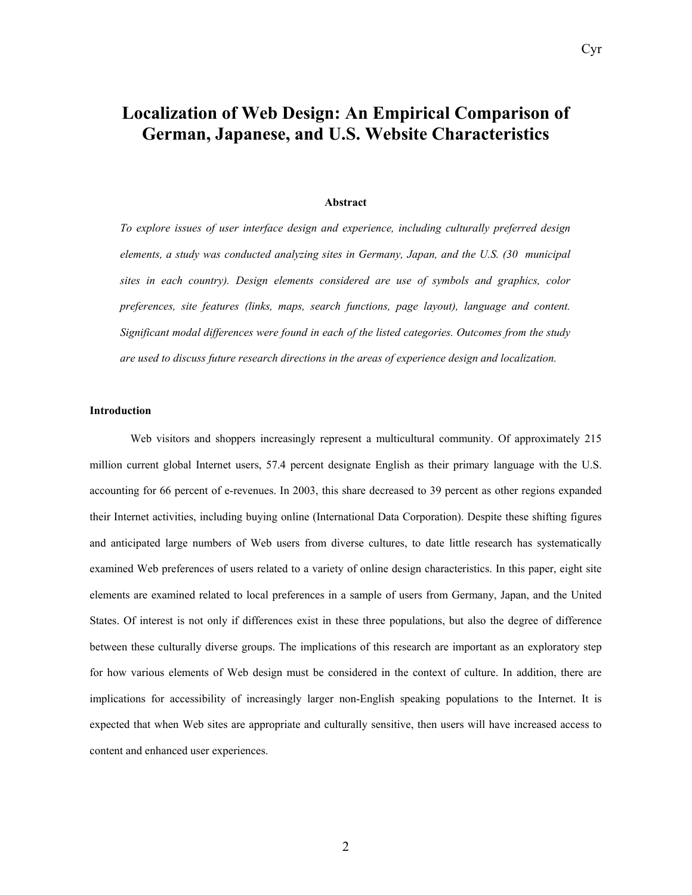# Localization of Web Design: An Empirical Comparison of German, Japanese, and U.S. Website Characteristics

### Abstract

*To explore issues of user interface design and experience, including culturally preferred design elements, a study was conducted analyzing sites in Germany, Japan, and the U.S. (30 municipal sites in each country). Design elements considered are use of symbols and graphics, color preferences, site features (links, maps, search functions, page layout), language and content. Significant modal differences were found in each of the listed categories. Outcomes from the study are used to discuss future research directions in the areas of experience design and localization.*

### Introduction

Web visitors and shoppers increasingly represent a multicultural community. Of approximately 215 million current global Internet users, 57.4 percent designate English as their primary language with the U.S. accounting for 66 percent of e-revenues. In 2003, this share decreased to 39 percent as other regions expanded their Internet activities, including buying online (International Data Corporation). Despite these shifting figures and anticipated large numbers of Web users from diverse cultures, to date little research has systematically examined Web preferences of users related to a variety of online design characteristics. In this paper, eight site elements are examined related to local preferences in a sample of users from Germany, Japan, and the United States. Of interest is not only if differences exist in these three populations, but also the degree of difference between these culturally diverse groups. The implications of this research are important as an exploratory step for how various elements of Web design must be considered in the context of culture. In addition, there are implications for accessibility of increasingly larger non-English speaking populations to the Internet. It is expected that when Web sites are appropriate and culturally sensitive, then users will have increased access to content and enhanced user experiences.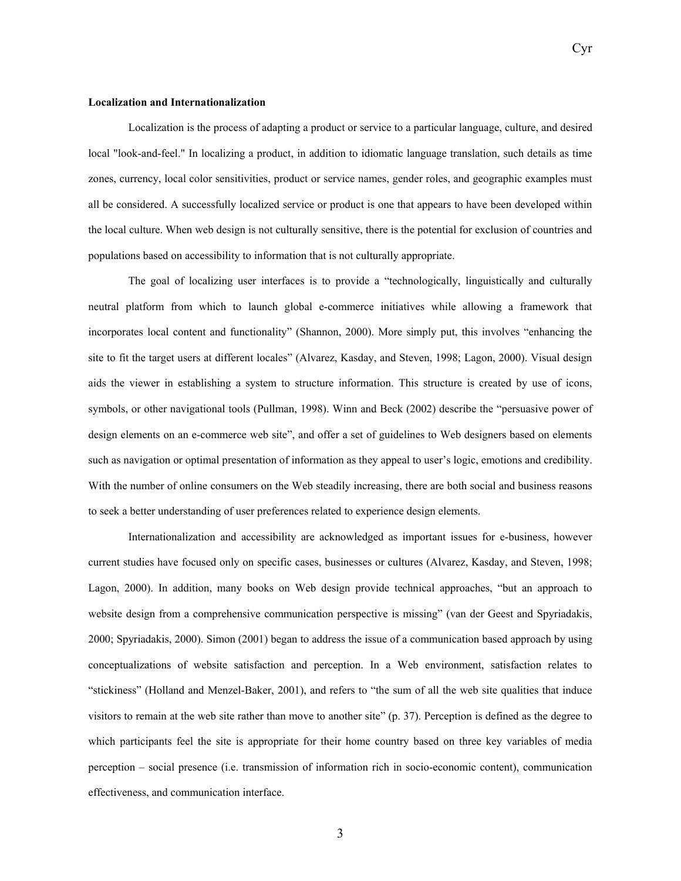**Localization and Internationalization**

Localization is the process of adapting a product or service to a particular language, culture, and desired local "look-and-feel." In localizing a product, in addition to idiomatic language translation, such details as time zones, currency, local color sensitivities, product or service names, gender roles, and geographic examples must all be considered. A successfully localized service or product is one that appears to have been developed within the local culture. When web design is not culturally sensitive, there is the potential for exclusion of countries and populations based on accessibility to information that is not culturally appropriate.

The goal of localizing user interfaces is to provide a "technologically, linguistically and culturally neutral platform from which to launch global e-commerce initiatives while allowing a framework that incorporates local content and functionality" (Shannon, 2000). More simply put, this involves "enhancing the site to fit the target users at different locales" (Alvarez, Kasday, and Steven, 1998; Lagon, 2000). Visual design aids the viewer in establishing a system to structure information. This structure is created by use of icons, symbols, or other navigational tools (Pullman, 1998). Winn and Beck (2002) describe the "persuasive power of design elements on an e-commerce web site", and offer a set of guidelines to Web designers based on elements such as navigation or optimal presentation of information as they appeal to user's logic, emotions and credibility. With the number of online consumers on the Web steadily increasing, there are both social and business reasons to seek a better understanding of user preferences related to experience design elements.

Internationalization and accessibility are acknowledged as important issues for e-business, however current studies have focused only on specific cases, businesses or cultures (Alvarez, Kasday, and Steven, 1998; Lagon, 2000). In addition, many books on Web design provide technical approaches, "but an approach to website design from a comprehensive communication perspective is missing" (van der Geest and Spyriadakis, 2000; Spyriadakis, 2000). Simon (2001) began to address the issue of a communication based approach by using conceptualizations of website satisfaction and perception. In a Web environment, satisfaction relates to "stickiness" (Holland and Menzel-Baker, 2001), and refers to "the sum of all the web site qualities that induce visitors to remain at the web site rather than move to another site" (p. 37). Perception is defined as the degree to which participants feel the site is appropriate for their home country based on three key variables of media perception – social presence (i.e. transmission of information rich in socio-economic content), communication effectiveness, and communication interface.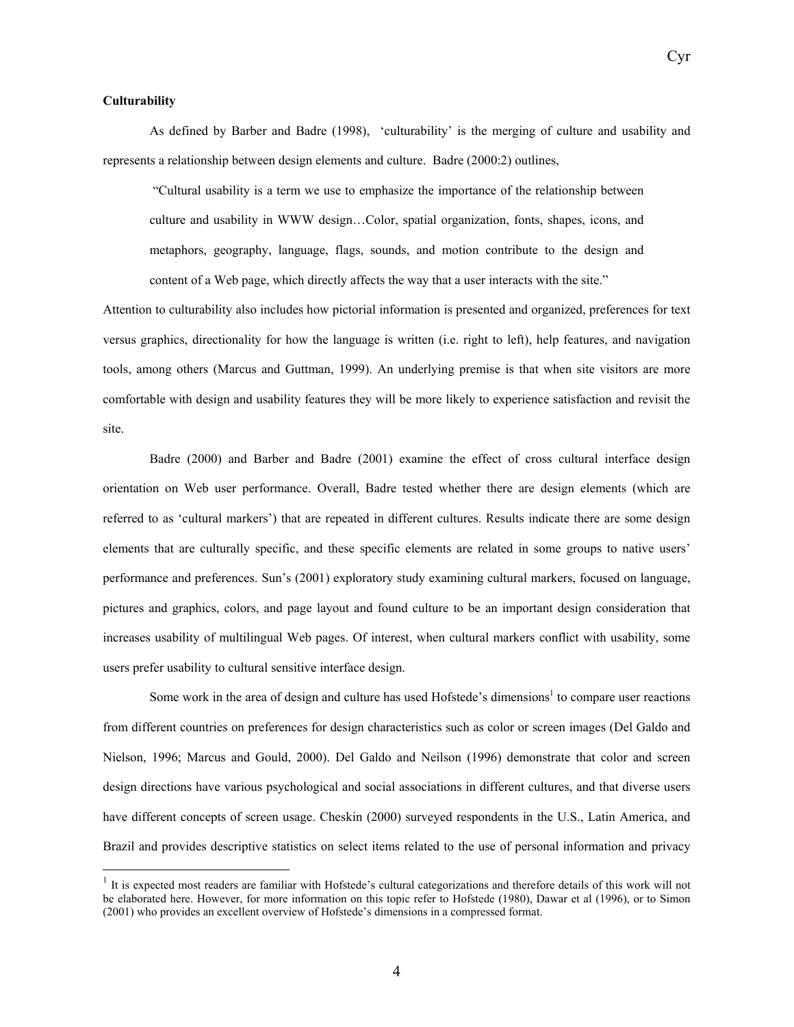**Culturability**

As defined by Barber and Badre (1998), 'culturability' is the merging of culture and usability and represents a relationship between design elements and culture. Badre (2000:2) outlines,

> "Cultural usability is a term we use to emphasize the importance of the relationship between culture and usability in WWW design…Color, spatial organization, fonts, shapes, icons, and metaphors, geography, language, flags, sounds, and motion contribute to the design and content of a Web page, which directly affects the way that a user interacts with the site."

Attention to culturability also includes how pictorial information is presented and organized, preferences for text versus graphics, directionality for how the language is written (i.e. right to left), help features, and navigation tools, among others (Marcus and Guttman, 1999). An underlying premise is that when site visitors are more comfortable with design and usability features they will be more likely to experience satisfaction and revisit the site.

Badre (2000) and Barber and Badre (2001) examine the effect of cross cultural interface design orientation on Web user performance. Overall, Badre tested whether there are design elements (which are referred to as 'cultural markers') that are repeated in different cultures. Results indicate there are some design elements that are culturally specific, and these specific elements are related in some groups to native users' performance and preferences. Sun's (2001) exploratory study examining cultural markers, focused on language, pictures and graphics, colors, and page layout and found culture to be an important design consideration that increases usability of multilingual Web pages. Of interest, when cultural markers conflict with usability, some users prefer usability to cultural sensitive interface design.

Some work in the area of design and culture has used Hofstede's dimensions[1] to compare user reactions from different countries on preferences for design characteristics such as color or screen images (Del Galdo and Nielson, 1996; Marcus and Gould, 2000). Del Galdo and Neilson (1996) demonstrate that color and screen design directions have various psychological and social associations in different cultures, and that diverse users have different concepts of screen usage. Cheskin (2000) surveyed respondents in the U.S., Latin America, and Brazil and provides descriptive statistics on select items related to the use of personal information and privacy

[1] It is expected most readers are familiar with Hofstede's cultural categorizations and therefore details of this work will not be elaborated here. However, for more information on this topic refer to Hofstede (1980), Dawar et al (1996), or to Simon (2001) who provides an excellent overview of Hofstede's dimensions in a compressed format.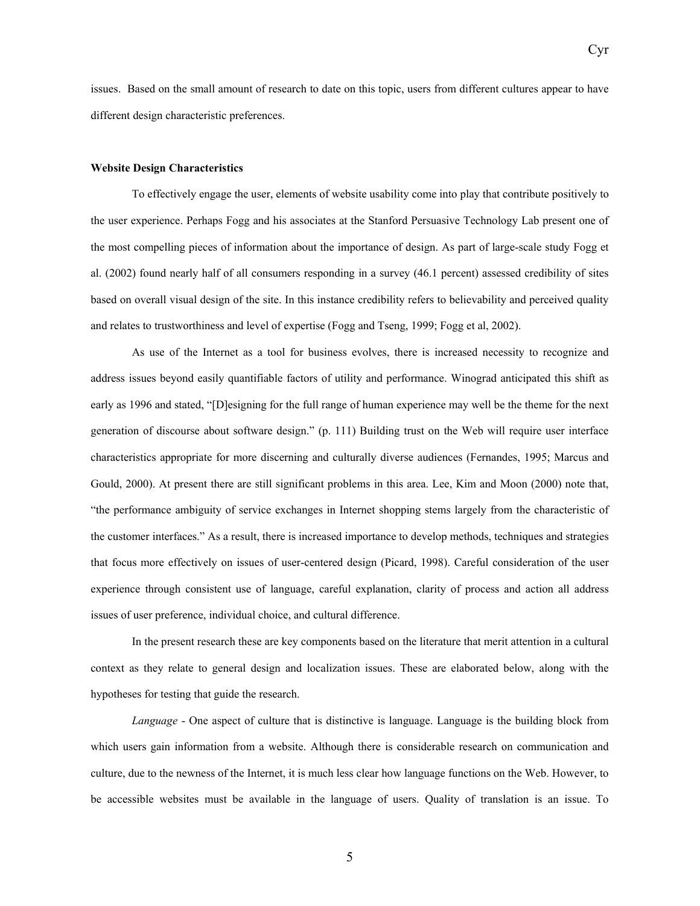issues. Based on the small amount of research to date on this topic, users from different cultures appear to have different design characteristic preferences.

**Website Design Characteristics**

To effectively engage the user, elements of website usability come into play that contribute positively to the user experience. Perhaps Fogg and his associates at the Stanford Persuasive Technology Lab present one of the most compelling pieces of information about the importance of design. As part of large-scale study Fogg et al. (2002) found nearly half of all consumers responding in a survey (46.1 percent) assessed credibility of sites based on overall visual design of the site. In this instance credibility refers to believability and perceived quality and relates to trustworthiness and level of expertise (Fogg and Tseng, 1999; Fogg et al, 2002).

As use of the Internet as a tool for business evolves, there is increased necessity to recognize and address issues beyond easily quantifiable factors of utility and performance. Winograd anticipated this shift as early as 1996 and stated, "[D]esigning for the full range of human experience may well be the theme for the next generation of discourse about software design." (p. 111) Building trust on the Web will require user interface characteristics appropriate for more discerning and culturally diverse audiences (Fernandes, 1995; Marcus and Gould, 2000). At present there are still significant problems in this area. Lee, Kim and Moon (2000) note that, "the performance ambiguity of service exchanges in Internet shopping stems largely from the characteristic of the customer interfaces." As a result, there is increased importance to develop methods, techniques and strategies that focus more effectively on issues of user-centered design (Picard, 1998). Careful consideration of the user experience through consistent use of language, careful explanation, clarity of process and action all address issues of user preference, individual choice, and cultural difference.

In the present research these are key components based on the literature that merit attention in a cultural context as they relate to general design and localization issues. These are elaborated below, along with the hypotheses for testing that guide the research.

*Language* - One aspect of culture that is distinctive is language. Language is the building block from which users gain information from a website. Although there is considerable research on communication and culture, due to the newness of the Internet, it is much less clear how language functions on the Web. However, to be accessible websites must be available in the language of users. Quality of translation is an issue. To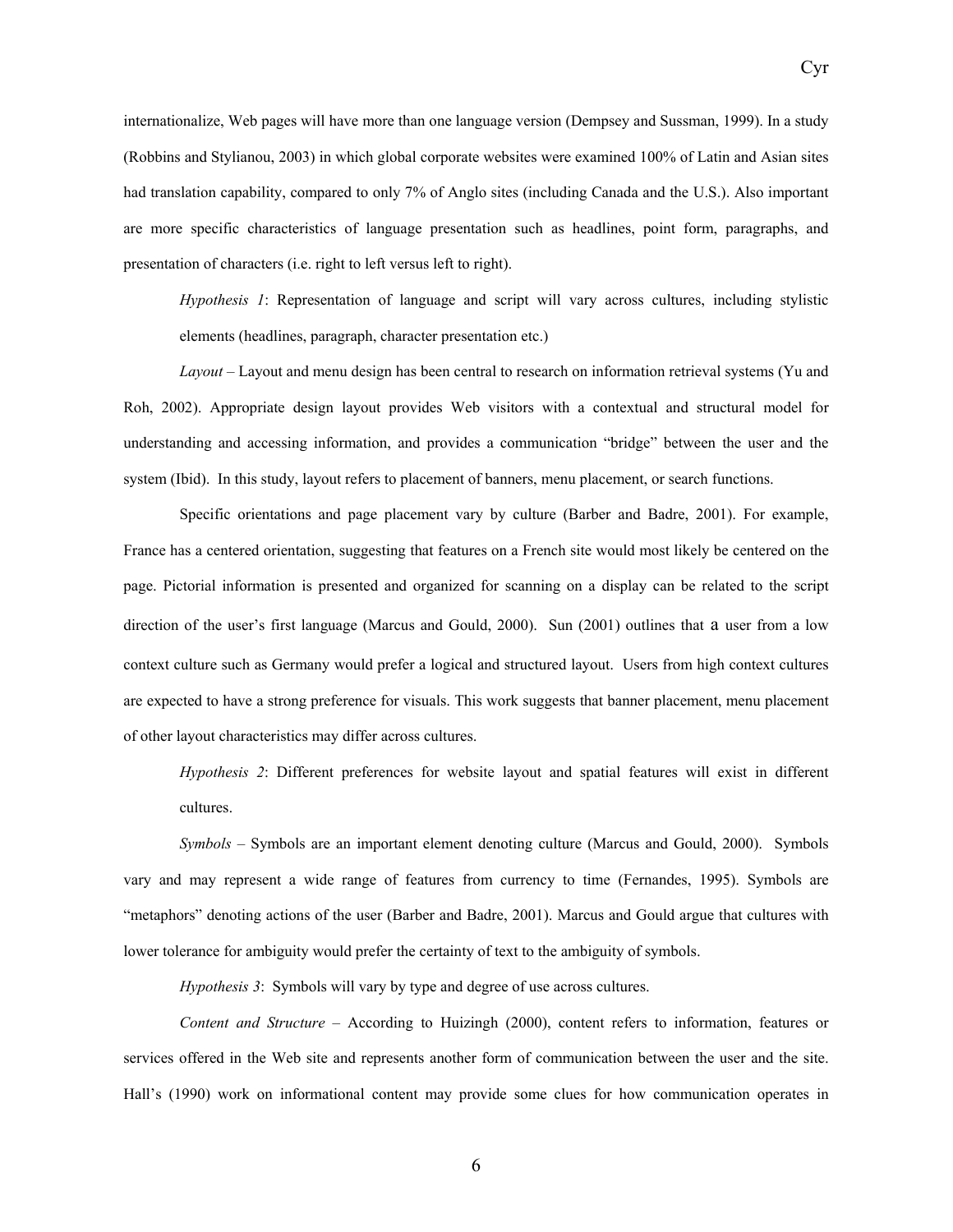internationalize, Web pages will have more than one language version (Dempsey and Sussman, 1999). In a study (Robbins and Stylianou, 2003) in which global corporate websites were examined 100% of Latin and Asian sites had translation capability, compared to only 7% of Anglo sites (including Canada and the U.S.). Also important are more specific characteristics of language presentation such as headlines, point form, paragraphs, and presentation of characters (i.e. right to left versus left to right).

> *Hypothesis 1*: Representation of language and script will vary across cultures, including stylistic elements (headlines, paragraph, character presentation etc.)

*Layout* – Layout and menu design has been central to research on information retrieval systems (Yu and Roh, 2002). Appropriate design layout provides Web visitors with a contextual and structural model for understanding and accessing information, and provides a communication "bridge" between the user and the system (Ibid). In this study, layout refers to placement of banners, menu placement, or search functions.

Specific orientations and page placement vary by culture (Barber and Badre, 2001). For example, France has a centered orientation, suggesting that features on a French site would most likely be centered on the page. Pictorial information is presented and organized for scanning on a display can be related to the script direction of the user's first language (Marcus and Gould, 2000). Sun (2001) outlines that a user from a low context culture such as Germany would prefer a logical and structured layout. Users from high context cultures are expected to have a strong preference for visuals. This work suggests that banner placement, menu placement of other layout characteristics may differ across cultures.

> *Hypothesis 2*: Different preferences for website layout and spatial features will exist in different cultures.

*Symbols* – Symbols are an important element denoting culture (Marcus and Gould, 2000). Symbols vary and may represent a wide range of features from currency to time (Fernandes, 1995). Symbols are "metaphors" denoting actions of the user (Barber and Badre, 2001). Marcus and Gould argue that cultures with lower tolerance for ambiguity would prefer the certainty of text to the ambiguity of symbols.

> *Hypothesis 3*: Symbols will vary by type and degree of use across cultures.

*Content and Structure* – According to Huizingh (2000), content refers to information, features or services offered in the Web site and represents another form of communication between the user and the site. Hall's (1990) work on informational content may provide some clues for how communication operates in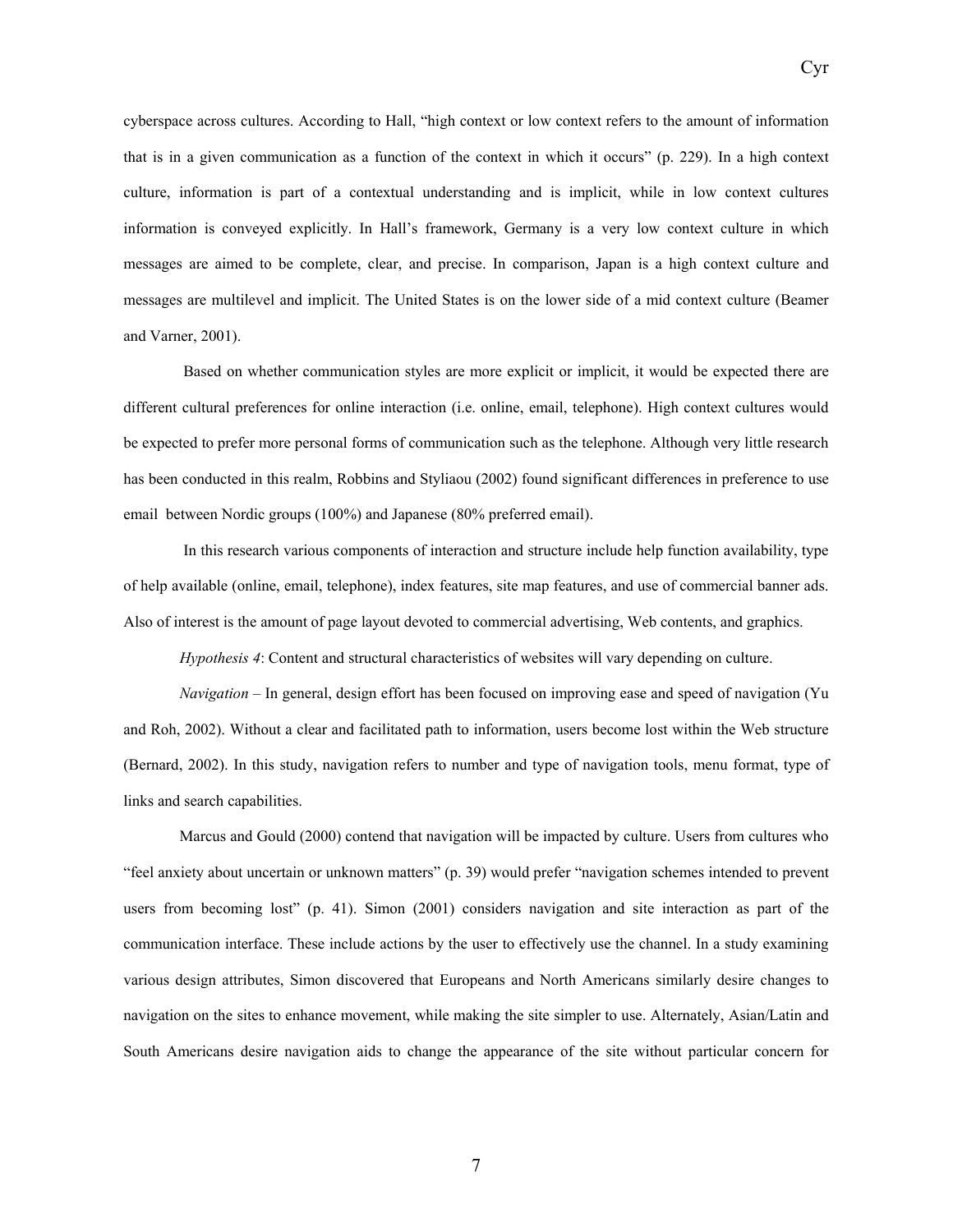cyberspace across cultures. According to Hall, "high context or low context refers to the amount of information that is in a given communication as a function of the context in which it occurs" (p. 229). In a high context culture, information is part of a contextual understanding and is implicit, while in low context cultures information is conveyed explicitly. In Hall's framework, Germany is a very low context culture in which messages are aimed to be complete, clear, and precise. In comparison, Japan is a high context culture and messages are multilevel and implicit. The United States is on the lower side of a mid context culture (Beamer and Varner, 2001).

Based on whether communication styles are more explicit or implicit, it would be expected there are different cultural preferences for online interaction (i.e. online, email, telephone). High context cultures would be expected to prefer more personal forms of communication such as the telephone. Although very little research has been conducted in this realm, Robbins and Styliaou (2002) found significant differences in preference to use email between Nordic groups (100%) and Japanese (80% preferred email).

In this research various components of interaction and structure include help function availability, type of help available (online, email, telephone), index features, site map features, and use of commercial banner ads. Also of interest is the amount of page layout devoted to commercial advertising, Web contents, and graphics.

*Hypothesis 4*: Content and structural characteristics of websites will vary depending on culture.

*Navigation* – In general, design effort has been focused on improving ease and speed of navigation (Yu and Roh, 2002). Without a clear and facilitated path to information, users become lost within the Web structure (Bernard, 2002). In this study, navigation refers to number and type of navigation tools, menu format, type of links and search capabilities.

Marcus and Gould (2000) contend that navigation will be impacted by culture. Users from cultures who "feel anxiety about uncertain or unknown matters" (p. 39) would prefer "navigation schemes intended to prevent users from becoming lost" (p. 41). Simon (2001) considers navigation and site interaction as part of the communication interface. These include actions by the user to effectively use the channel. In a study examining various design attributes, Simon discovered that Europeans and North Americans similarly desire changes to navigation on the sites to enhance movement, while making the site simpler to use. Alternately, Asian/Latin and South Americans desire navigation aids to change the appearance of the site without particular concern for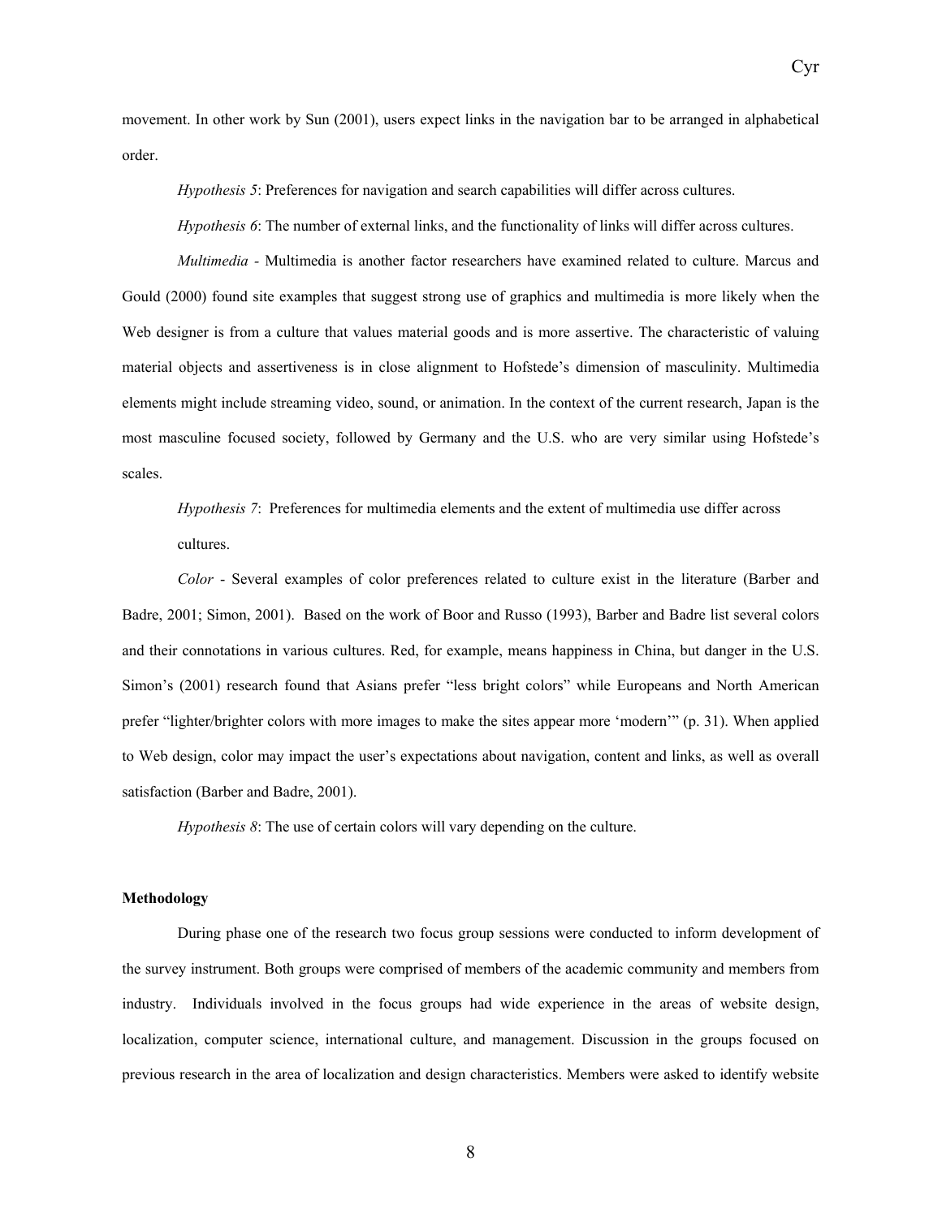movement. In other work by Sun (2001), users expect links in the navigation bar to be arranged in alphabetical order.

*Hypothesis 5*: Preferences for navigation and search capabilities will differ across cultures.

*Hypothesis 6*: The number of external links, and the functionality of links will differ across cultures.

*Multimedia* - Multimedia is another factor researchers have examined related to culture. Marcus and Gould (2000) found site examples that suggest strong use of graphics and multimedia is more likely when the Web designer is from a culture that values material goods and is more assertive. The characteristic of valuing material objects and assertiveness is in close alignment to Hofstede's dimension of masculinity. Multimedia elements might include streaming video, sound, or animation. In the context of the current research, Japan is the most masculine focused society, followed by Germany and the U.S. who are very similar using Hofstede's scales.

*Hypothesis 7*: Preferences for multimedia elements and the extent of multimedia use differ across cultures.

*Color* - Several examples of color preferences related to culture exist in the literature (Barber and Badre, 2001; Simon, 2001). Based on the work of Boor and Russo (1993), Barber and Badre list several colors and their connotations in various cultures. Red, for example, means happiness in China, but danger in the U.S. Simon's (2001) research found that Asians prefer "less bright colors" while Europeans and North American prefer "lighter/brighter colors with more images to make the sites appear more 'modern'" (p. 31). When applied to Web design, color may impact the user's expectations about navigation, content and links, as well as overall satisfaction (Barber and Badre, 2001).

*Hypothesis 8*: The use of certain colors will vary depending on the culture.

**Methodology**

During phase one of the research two focus group sessions were conducted to inform development of the survey instrument. Both groups were comprised of members of the academic community and members from industry. Individuals involved in the focus groups had wide experience in the areas of website design, localization, computer science, international culture, and management. Discussion in the groups focused on previous research in the area of localization and design characteristics. Members were asked to identify website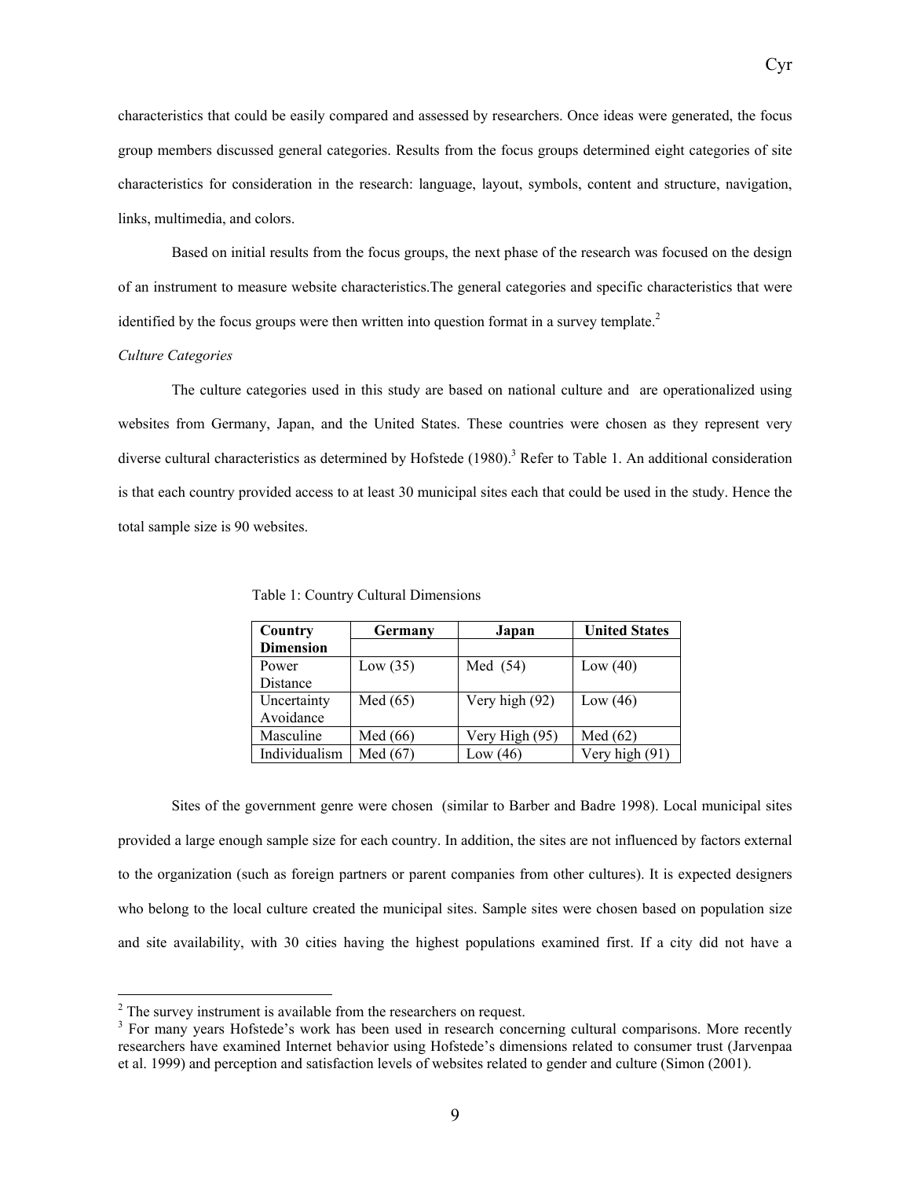characteristics that could be easily compared and assessed by researchers. Once ideas were generated, the focus group members discussed general categories. Results from the focus groups determined eight categories of site characteristics for consideration in the research: language, layout, symbols, content and structure, navigation, links, multimedia, and colors.

Based on initial results from the focus groups, the next phase of the research was focused on the design of an instrument to measure website characteristics.The general categories and specific characteristics that were identified by the focus groups were then written into question format in a survey template.[2]

*Culture Categories*

The culture categories used in this study are based on national culture and are operationalized using websites from Germany, Japan, and the United States. These countries were chosen as they represent very diverse cultural characteristics as determined by Hofstede (1980).[3] Refer to Table 1. An additional consideration is that each country provided access to at least 30 municipal sites each that could be used in the study. Hence the total sample size is 90 websites.

Table 1: Country Cultural Dimensions

| Country Dimension | Germany | Japan | United States |
|---|---|---|---|
| Power Distance | Low (35) | Med (54) | Low (40) |
| Uncertainty Avoidance | Med (65) | Very high (92) | Low (46) |
| Masculine | Med (66) | Very High (95) | Med (62) |
| Individualism | Med (67) | Low (46) | Very high (91) |

Sites of the government genre were chosen (similar to Barber and Badre 1998). Local municipal sites provided a large enough sample size for each country. In addition, the sites are not influenced by factors external to the organization (such as foreign partners or parent companies from other cultures). It is expected designers who belong to the local culture created the municipal sites. Sample sites were chosen based on population size and site availability, with 30 cities having the highest populations examined first. If a city did not have a

[2] The survey instrument is available from the researchers on request.

[3] For many years Hofstede's work has been used in research concerning cultural comparisons. More recently researchers have examined Internet behavior using Hofstede's dimensions related to consumer trust (Jarvenpaa et al. 1999) and perception and satisfaction levels of websites related to gender and culture (Simon (2001).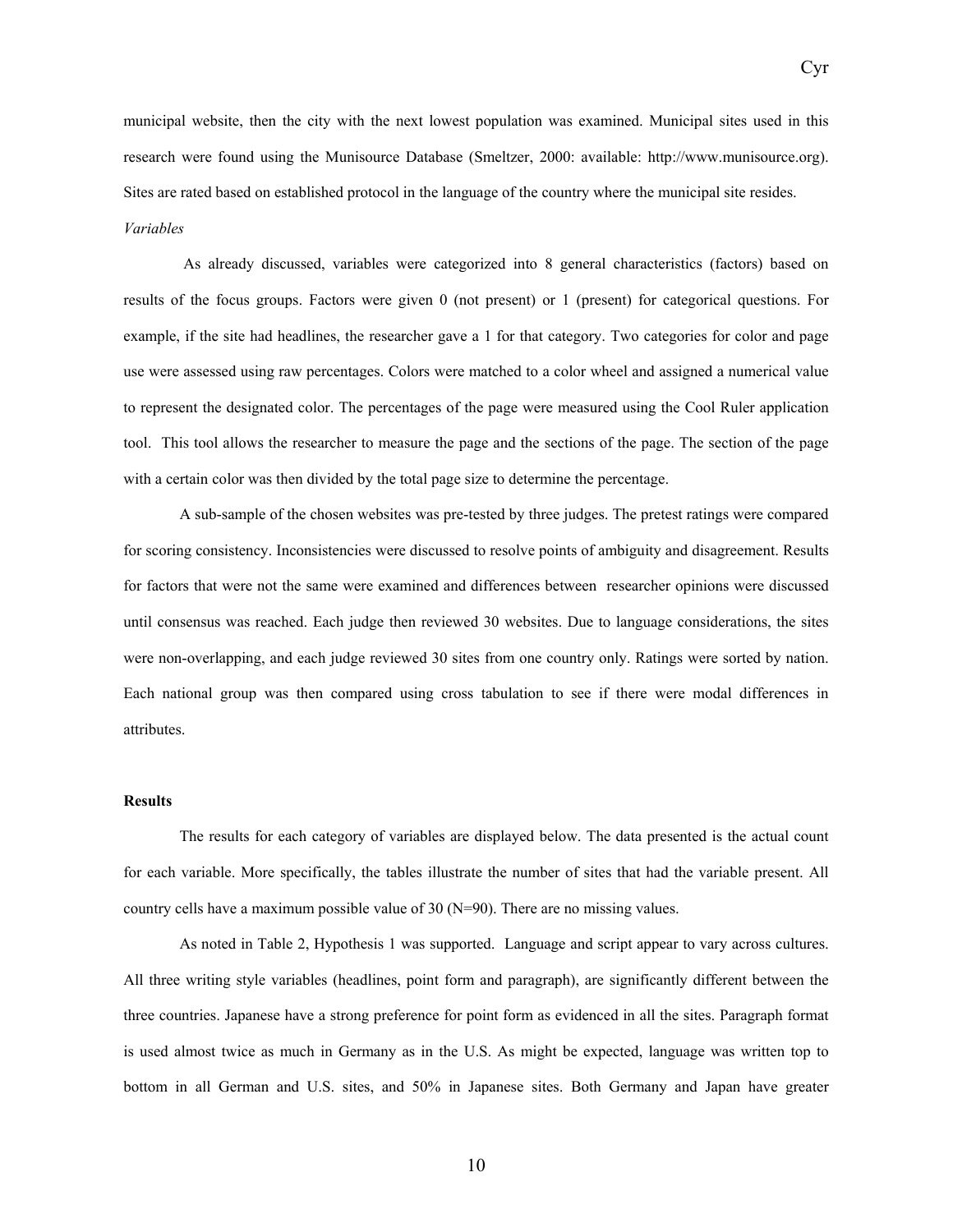municipal website, then the city with the next lowest population was examined. Municipal sites used in this research were found using the Munisource Database (Smeltzer, 2000: available: http://www.munisource.org). Sites are rated based on established protocol in the language of the country where the municipal site resides.

*Variables*

As already discussed, variables were categorized into 8 general characteristics (factors) based on results of the focus groups. Factors were given 0 (not present) or 1 (present) for categorical questions. For example, if the site had headlines, the researcher gave a 1 for that category. Two categories for color and page use were assessed using raw percentages. Colors were matched to a color wheel and assigned a numerical value to represent the designated color. The percentages of the page were measured using the Cool Ruler application tool. This tool allows the researcher to measure the page and the sections of the page. The section of the page with a certain color was then divided by the total page size to determine the percentage.

A sub-sample of the chosen websites was pre-tested by three judges. The pretest ratings were compared for scoring consistency. Inconsistencies were discussed to resolve points of ambiguity and disagreement. Results for factors that were not the same were examined and differences between researcher opinions were discussed until consensus was reached. Each judge then reviewed 30 websites. Due to language considerations, the sites were non-overlapping, and each judge reviewed 30 sites from one country only. Ratings were sorted by nation. Each national group was then compared using cross tabulation to see if there were modal differences in attributes.

**Results**

The results for each category of variables are displayed below. The data presented is the actual count for each variable. More specifically, the tables illustrate the number of sites that had the variable present. All country cells have a maximum possible value of 30 (N=90). There are no missing values.

As noted in Table 2, Hypothesis 1 was supported. Language and script appear to vary across cultures. All three writing style variables (headlines, point form and paragraph), are significantly different between the three countries. Japanese have a strong preference for point form as evidenced in all the sites. Paragraph format is used almost twice as much in Germany as in the U.S. As might be expected, language was written top to bottom in all German and U.S. sites, and 50% in Japanese sites. Both Germany and Japan have greater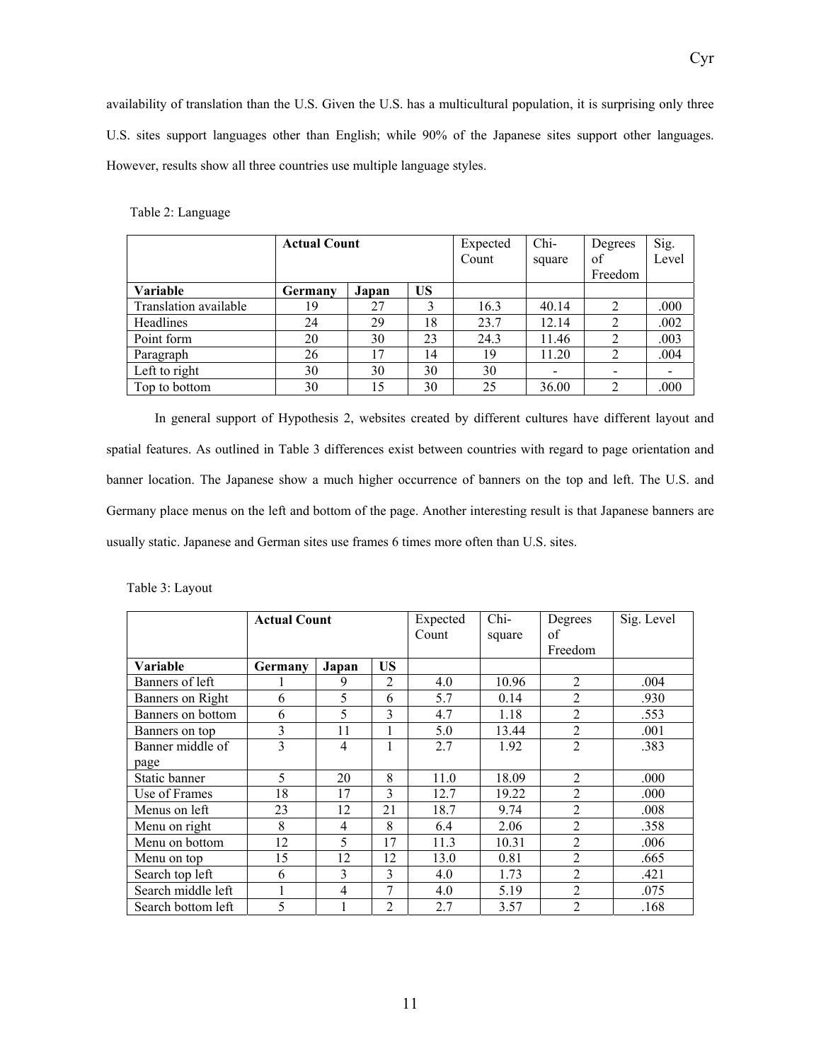availability of translation than the U.S. Given the U.S. has a multicultural population, it is surprising only three U.S. sites support languages other than English; while 90% of the Japanese sites support other languages. However, results show all three countries use multiple language styles.

Table 2: Language

| | Actual Count | | | Expected Count | Chi-square | Degrees of Freedom | Sig. Level |
|---|---|---|---|---|---|---|---|
| **Variable** | **Germany** | **Japan** | **US** | | | | |
| Translation available | 19 | 27 | 3 | 16.3 | 40.14 | 2 | .000 |
| Headlines | 24 | 29 | 18 | 23.7 | 12.14 | 2 | .002 |
| Point form | 20 | 30 | 23 | 24.3 | 11.46 | 2 | .003 |
| Paragraph | 26 | 17 | 14 | 19 | 11.20 | 2 | .004 |
| Left to right | 30 | 30 | 30 | 30 | - | - | - |
| Top to bottom | 30 | 15 | 30 | 25 | 36.00 | 2 | .000 |

In general support of Hypothesis 2, websites created by different cultures have different layout and spatial features. As outlined in Table 3 differences exist between countries with regard to page orientation and banner location. The Japanese show a much higher occurrence of banners on the top and left. The U.S. and Germany place menus on the left and bottom of the page. Another interesting result is that Japanese banners are usually static. Japanese and German sites use frames 6 times more often than U.S. sites.

Table 3: Layout

| | Actual Count | | | Expected Count | Chi-square | Degrees of Freedom | Sig. Level |
|---|---|---|---|---|---|---|---|
| **Variable** | **Germany** | **Japan** | **US** | | | | |
| Banners of left | 1 | 9 | 2 | 4.0 | 10.96 | 2 | .004 |
| Banners on Right | 6 | 5 | 6 | 5.7 | 0.14 | 2 | .930 |
| Banners on bottom | 6 | 5 | 3 | 4.7 | 1.18 | 2 | .553 |
| Banners on top | 3 | 11 | 1 | 5.0 | 13.44 | 2 | .001 |
| Banner middle of page | 3 | 4 | 1 | 2.7 | 1.92 | 2 | .383 |
| Static banner | 5 | 20 | 8 | 11.0 | 18.09 | 2 | .000 |
| Use of Frames | 18 | 17 | 3 | 12.7 | 19.22 | 2 | .000 |
| Menus on left | 23 | 12 | 21 | 18.7 | 9.74 | 2 | .008 |
| Menu on right | 8 | 4 | 8 | 6.4 | 2.06 | 2 | .358 |
| Menu on bottom | 12 | 5 | 17 | 11.3 | 10.31 | 2 | .006 |
| Menu on top | 15 | 12 | 12 | 13.0 | 0.81 | 2 | .665 |
| Search top left | 6 | 3 | 3 | 4.0 | 1.73 | 2 | .421 |
| Search middle left | 1 | 4 | 7 | 4.0 | 5.19 | 2 | .075 |
| Search bottom left | 5 | 1 | 2 | 2.7 | 3.57 | 2 | .168 |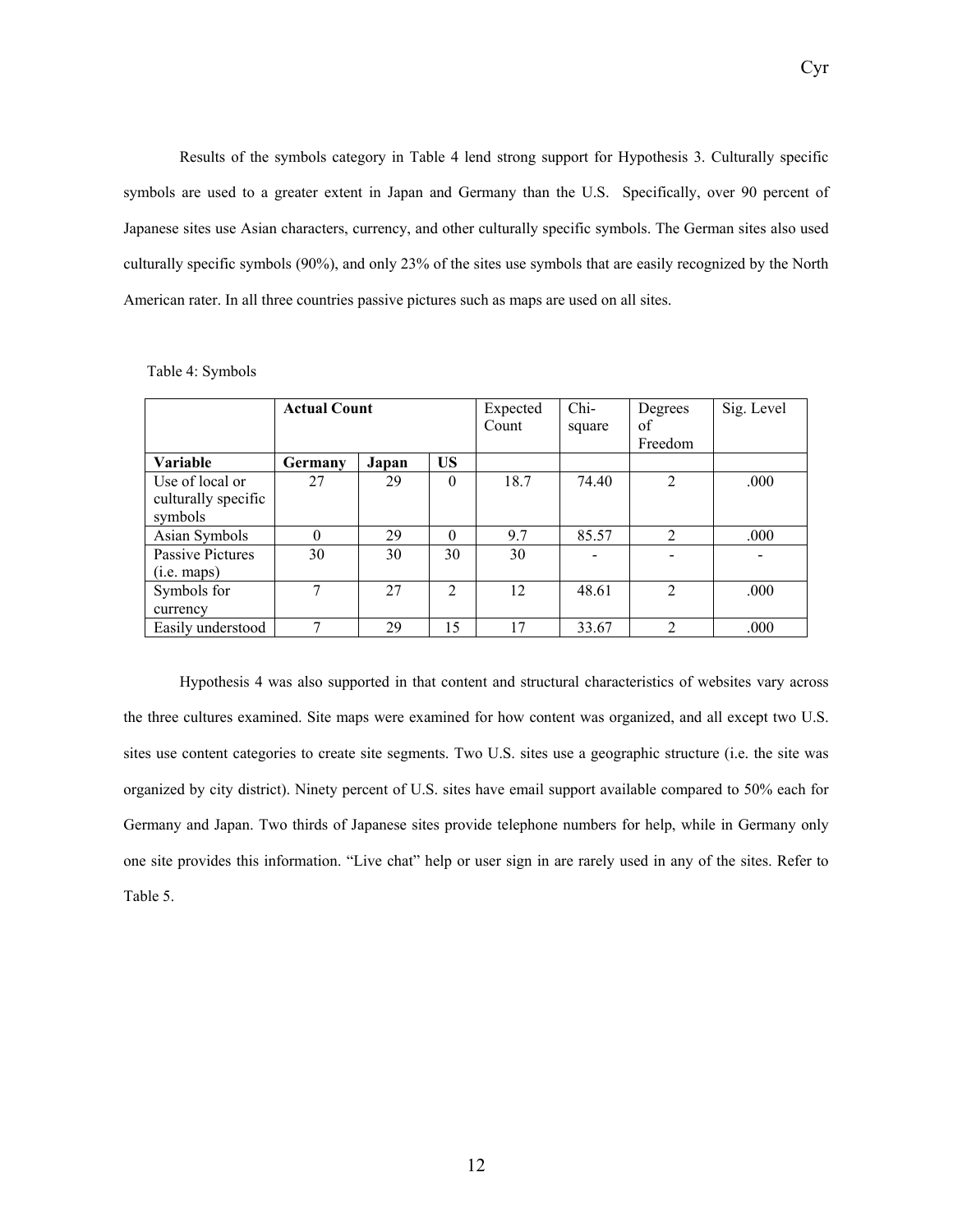Results of the symbols category in Table 4 lend strong support for Hypothesis 3. Culturally specific symbols are used to a greater extent in Japan and Germany than the U.S. Specifically, over 90 percent of Japanese sites use Asian characters, currency, and other culturally specific symbols. The German sites also used culturally specific symbols (90%), and only 23% of the sites use symbols that are easily recognized by the North American rater. In all three countries passive pictures such as maps are used on all sites.

Table 4: Symbols

| | **Actual Count** | | | Expected Count | Chi-square | Degrees of Freedom | Sig. Level |
|---|---|---|---|---|---|---|---|
| **Variable** | **Germany** | **Japan** | **US** | | | | |
| Use of local or culturally specific symbols | 27 | 29 | 0 | 18.7 | 74.40 | 2 | .000 |
| Asian Symbols | 0 | 29 | 0 | 9.7 | 85.57 | 2 | .000 |
| Passive Pictures (i.e. maps) | 30 | 30 | 30 | 30 | - | - | - |
| Symbols for currency | 7 | 27 | 2 | 12 | 48.61 | 2 | .000 |
| Easily understood | 7 | 29 | 15 | 17 | 33.67 | 2 | .000 |

Hypothesis 4 was also supported in that content and structural characteristics of websites vary across the three cultures examined. Site maps were examined for how content was organized, and all except two U.S. sites use content categories to create site segments. Two U.S. sites use a geographic structure (i.e. the site was organized by city district). Ninety percent of U.S. sites have email support available compared to 50% each for Germany and Japan. Two thirds of Japanese sites provide telephone numbers for help, while in Germany only one site provides this information. "Live chat" help or user sign in are rarely used in any of the sites. Refer to Table 5.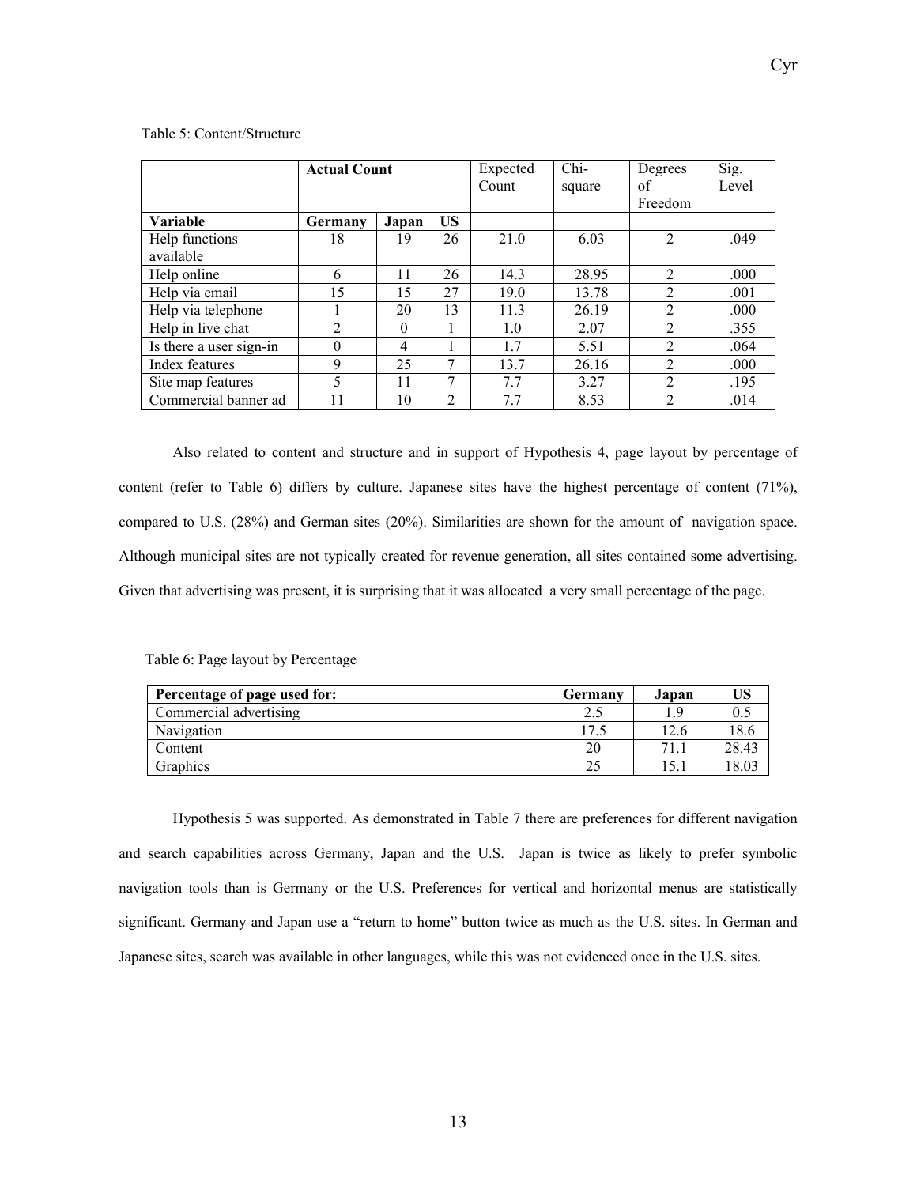Table 5: Content/Structure

| | Actual Count | | | Expected Count | Chi-square | Degrees of Freedom | Sig. Level |
|---|---|---|---|---|---|---|---|
| **Variable** | **Germany** | **Japan** | **US** | | | | |
| Help functions available | 18 | 19 | 26 | 21.0 | 6.03 | 2 | .049 |
| Help online | 6 | 11 | 26 | 14.3 | 28.95 | 2 | .000 |
| Help via email | 15 | 15 | 27 | 19.0 | 13.78 | 2 | .001 |
| Help via telephone | 1 | 20 | 13 | 11.3 | 26.19 | 2 | .000 |
| Help in live chat | 2 | 0 | 1 | 1.0 | 2.07 | 2 | .355 |
| Is there a user sign-in | 0 | 4 | 1 | 1.7 | 5.51 | 2 | .064 |
| Index features | 9 | 25 | 7 | 13.7 | 26.16 | 2 | .000 |
| Site map features | 5 | 11 | 7 | 7.7 | 3.27 | 2 | .195 |
| Commercial banner ad | 11 | 10 | 2 | 7.7 | 8.53 | 2 | .014 |

Also related to content and structure and in support of Hypothesis 4, page layout by percentage of content (refer to Table 6) differs by culture. Japanese sites have the highest percentage of content (71%), compared to U.S. (28%) and German sites (20%). Similarities are shown for the amount of navigation space. Although municipal sites are not typically created for revenue generation, all sites contained some advertising. Given that advertising was present, it is surprising that it was allocated a very small percentage of the page.

Table 6: Page layout by Percentage

| Percentage of page used for: | Germany | Japan | US |
|---|---|---|---|
| Commercial advertising | 2.5 | 1.9 | 0.5 |
| Navigation | 17.5 | 12.6 | 18.6 |
| Content | 20 | 71.1 | 28.43 |
| Graphics | 25 | 15.1 | 18.03 |

Hypothesis 5 was supported. As demonstrated in Table 7 there are preferences for different navigation and search capabilities across Germany, Japan and the U.S. Japan is twice as likely to prefer symbolic navigation tools than is Germany or the U.S. Preferences for vertical and horizontal menus are statistically significant. Germany and Japan use a "return to home" button twice as much as the U.S. sites. In German and Japanese sites, search was available in other languages, while this was not evidenced once in the U.S. sites.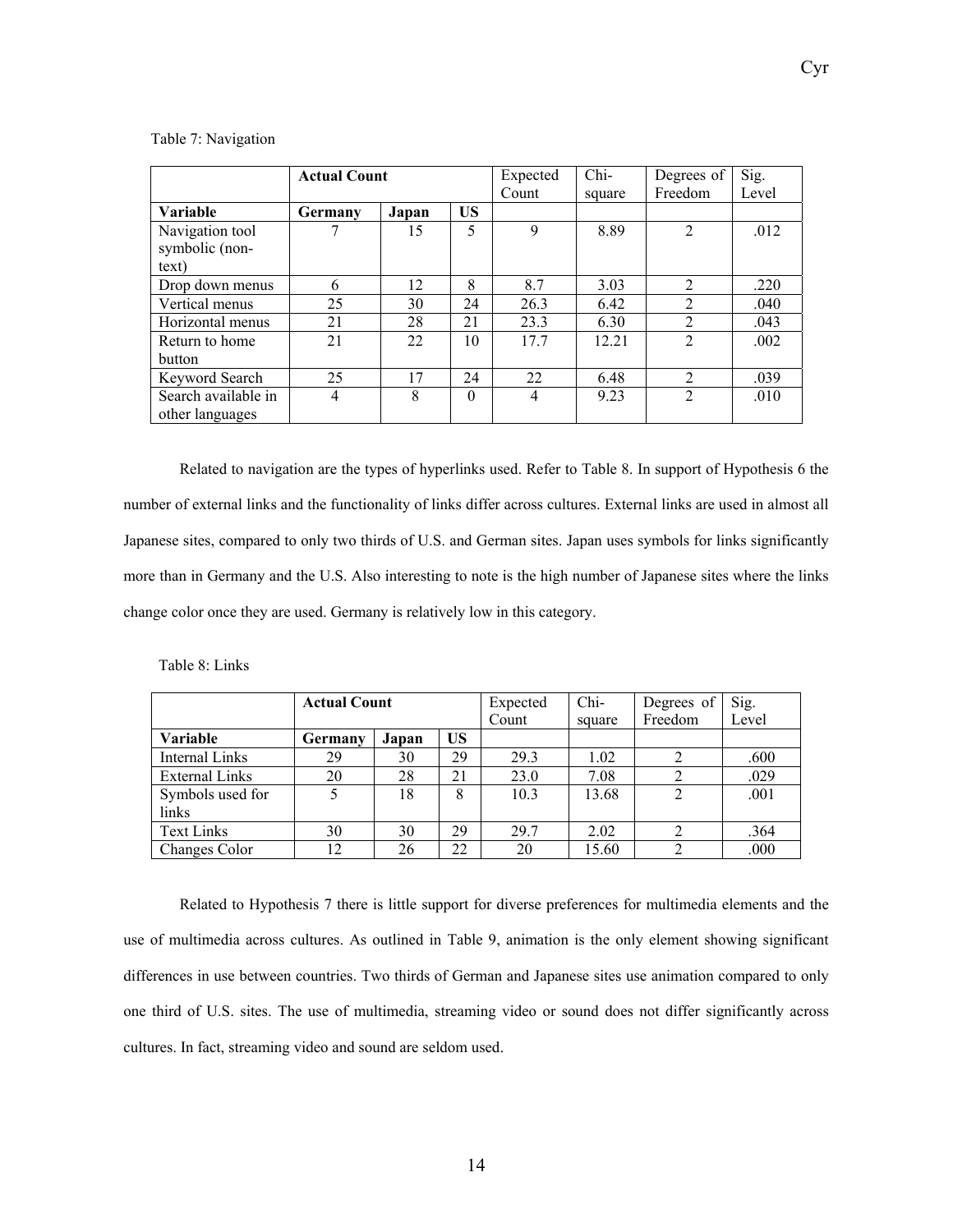Table 7: Navigation

| | Actual Count | | | Expected Count | Chi-square | Degrees of Freedom | Sig. Level |
|---|---|---|---|---|---|---|---|
| **Variable** | **Germany** | **Japan** | **US** | | | | |
| Navigation tool symbolic (non-text) | 7 | 15 | 5 | 9 | 8.89 | 2 | .012 |
| Drop down menus | 6 | 12 | 8 | 8.7 | 3.03 | 2 | .220 |
| Vertical menus | 25 | 30 | 24 | 26.3 | 6.42 | 2 | .040 |
| Horizontal menus | 21 | 28 | 21 | 23.3 | 6.30 | 2 | .043 |
| Return to home button | 21 | 22 | 10 | 17.7 | 12.21 | 2 | .002 |
| Keyword Search | 25 | 17 | 24 | 22 | 6.48 | 2 | .039 |
| Search available in other languages | 4 | 8 | 0 | 4 | 9.23 | 2 | .010 |

Related to navigation are the types of hyperlinks used. Refer to Table 8. In support of Hypothesis 6 the number of external links and the functionality of links differ across cultures. External links are used in almost all Japanese sites, compared to only two thirds of U.S. and German sites. Japan uses symbols for links significantly more than in Germany and the U.S. Also interesting to note is the high number of Japanese sites where the links change color once they are used. Germany is relatively low in this category.

Table 8: Links

| | Actual Count | | | Expected Count | Chi-square | Degrees of Freedom | Sig. Level |
|---|---|---|---|---|---|---|---|
| **Variable** | **Germany** | **Japan** | **US** | | | | |
| Internal Links | 29 | 30 | 29 | 29.3 | 1.02 | 2 | .600 |
| External Links | 20 | 28 | 21 | 23.0 | 7.08 | 2 | .029 |
| Symbols used for links | 5 | 18 | 8 | 10.3 | 13.68 | 2 | .001 |
| Text Links | 30 | 30 | 29 | 29.7 | 2.02 | 2 | .364 |
| Changes Color | 12 | 26 | 22 | 20 | 15.60 | 2 | .000 |

Related to Hypothesis 7 there is little support for diverse preferences for multimedia elements and the use of multimedia across cultures. As outlined in Table 9, animation is the only element showing significant differences in use between countries. Two thirds of German and Japanese sites use animation compared to only one third of U.S. sites. The use of multimedia, streaming video or sound does not differ significantly across cultures. In fact, streaming video and sound are seldom used.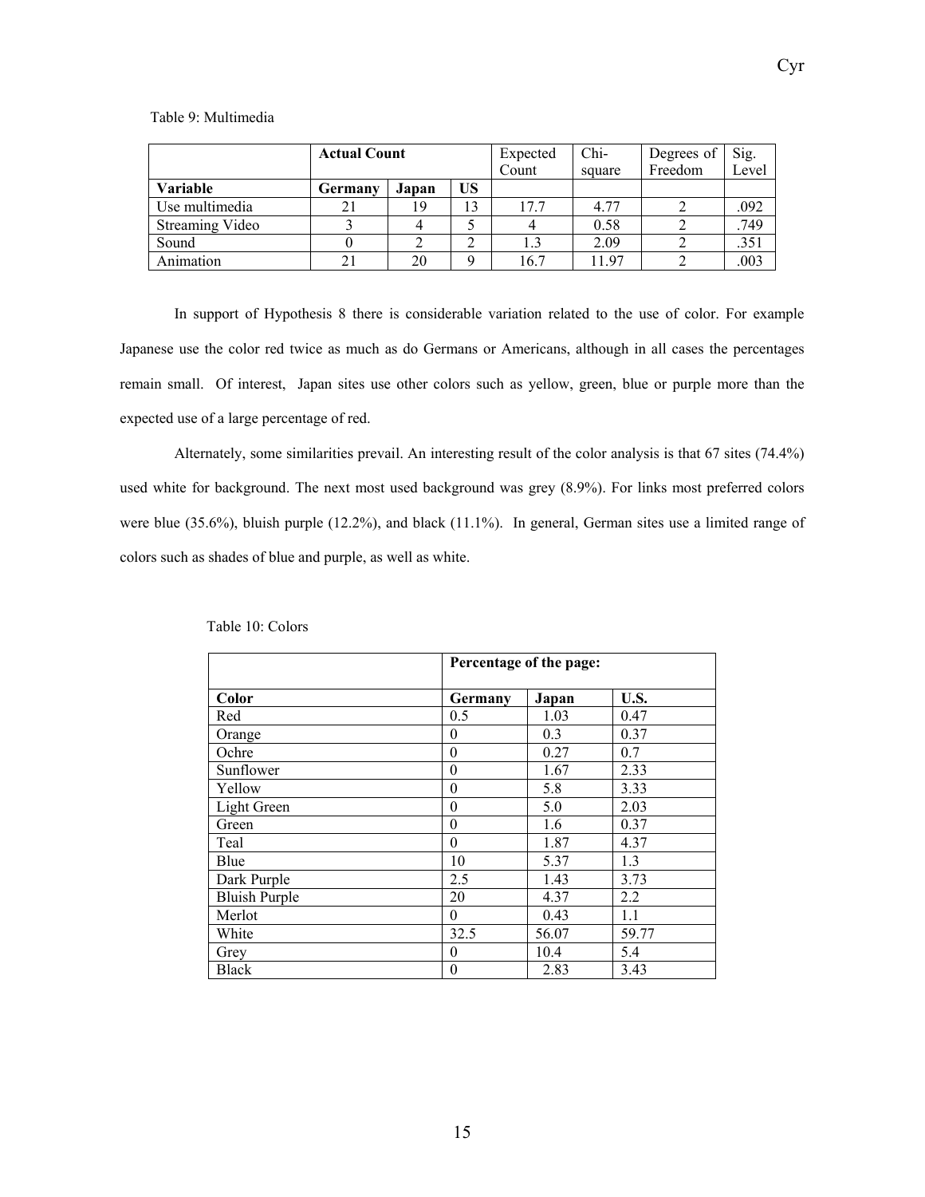Table 9: Multimedia

| | Actual Count | | | Expected Count | Chi-square | Degrees of Freedom | Sig. Level |
|---|---|---|---|---|---|---|---|
| **Variable** | **Germany** | **Japan** | **US** | | | | |
| Use multimedia | 21 | 19 | 13 | 17.7 | 4.77 | 2 | .092 |
| Streaming Video | 3 | 4 | 5 | 4 | 0.58 | 2 | .749 |
| Sound | 0 | 2 | 2 | 1.3 | 2.09 | 2 | .351 |
| Animation | 21 | 20 | 9 | 16.7 | 11.97 | 2 | .003 |

In support of Hypothesis 8 there is considerable variation related to the use of color. For example Japanese use the color red twice as much as do Germans or Americans, although in all cases the percentages remain small. Of interest, Japan sites use other colors such as yellow, green, blue or purple more than the expected use of a large percentage of red.

Alternately, some similarities prevail. An interesting result of the color analysis is that 67 sites (74.4%) used white for background. The next most used background was grey (8.9%). For links most preferred colors were blue (35.6%), bluish purple (12.2%), and black (11.1%). In general, German sites use a limited range of colors such as shades of blue and purple, as well as white.

Table 10: Colors

| | Percentage of the page: | | |
|---|---|---|---|
| **Color** | **Germany** | **Japan** | **U.S.** |
| Red | 0.5 | 1.03 | 0.47 |
| Orange | 0 | 0.3 | 0.37 |
| Ochre | 0 | 0.27 | 0.7 |
| Sunflower | 0 | 1.67 | 2.33 |
| Yellow | 0 | 5.8 | 3.33 |
| Light Green | 0 | 5.0 | 2.03 |
| Green | 0 | 1.6 | 0.37 |
| Teal | 0 | 1.87 | 4.37 |
| Blue | 10 | 5.37 | 1.3 |
| Dark Purple | 2.5 | 1.43 | 3.73 |
| Bluish Purple | 20 | 4.37 | 2.2 |
| Merlot | 0 | 0.43 | 1.1 |
| White | 32.5 | 56.07 | 59.77 |
| Grey | 0 | 10.4 | 5.4 |
| Black | 0 | 2.83 | 3.43 |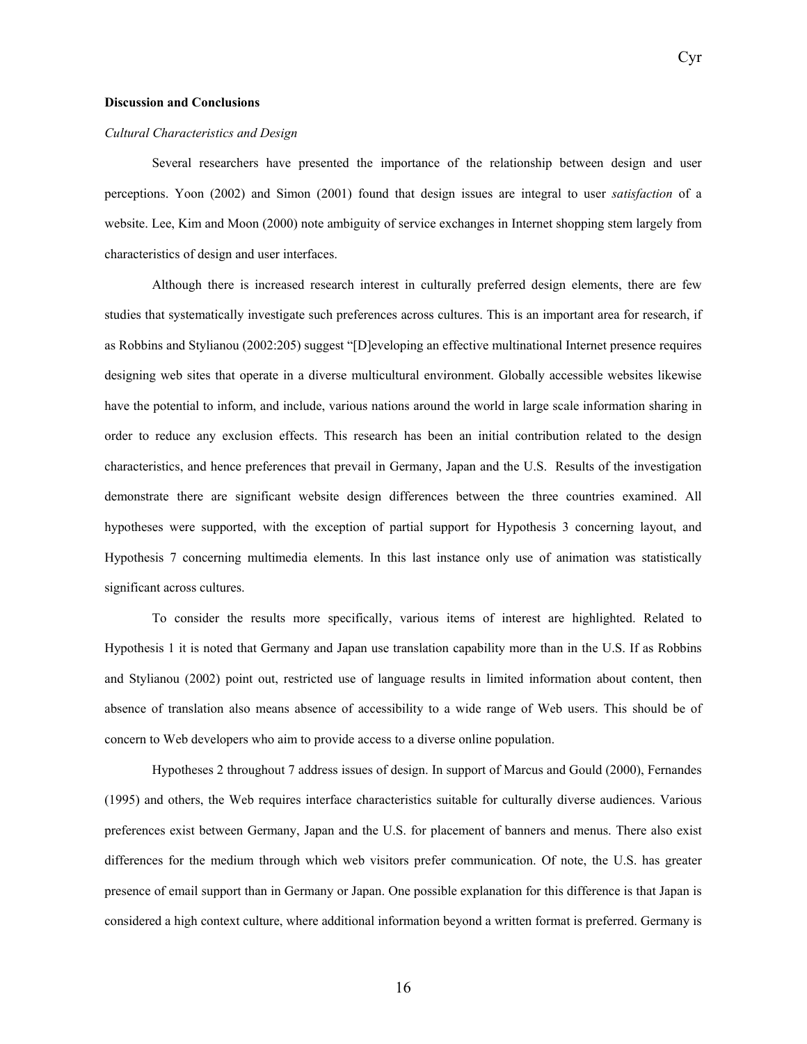**Discussion and Conclusions**

*Cultural Characteristics and Design*

Several researchers have presented the importance of the relationship between design and user perceptions. Yoon (2002) and Simon (2001) found that design issues are integral to user *satisfaction* of a website. Lee, Kim and Moon (2000) note ambiguity of service exchanges in Internet shopping stem largely from characteristics of design and user interfaces.

Although there is increased research interest in culturally preferred design elements, there are few studies that systematically investigate such preferences across cultures. This is an important area for research, if as Robbins and Stylianou (2002:205) suggest "[D]eveloping an effective multinational Internet presence requires designing web sites that operate in a diverse multicultural environment. Globally accessible websites likewise have the potential to inform, and include, various nations around the world in large scale information sharing in order to reduce any exclusion effects. This research has been an initial contribution related to the design characteristics, and hence preferences that prevail in Germany, Japan and the U.S. Results of the investigation demonstrate there are significant website design differences between the three countries examined. All hypotheses were supported, with the exception of partial support for Hypothesis 3 concerning layout, and Hypothesis 7 concerning multimedia elements. In this last instance only use of animation was statistically significant across cultures.

To consider the results more specifically, various items of interest are highlighted. Related to Hypothesis 1 it is noted that Germany and Japan use translation capability more than in the U.S. If as Robbins and Stylianou (2002) point out, restricted use of language results in limited information about content, then absence of translation also means absence of accessibility to a wide range of Web users. This should be of concern to Web developers who aim to provide access to a diverse online population.

Hypotheses 2 throughout 7 address issues of design. In support of Marcus and Gould (2000), Fernandes (1995) and others, the Web requires interface characteristics suitable for culturally diverse audiences. Various preferences exist between Germany, Japan and the U.S. for placement of banners and menus. There also exist differences for the medium through which web visitors prefer communication. Of note, the U.S. has greater presence of email support than in Germany or Japan. One possible explanation for this difference is that Japan is considered a high context culture, where additional information beyond a written format is preferred. Germany is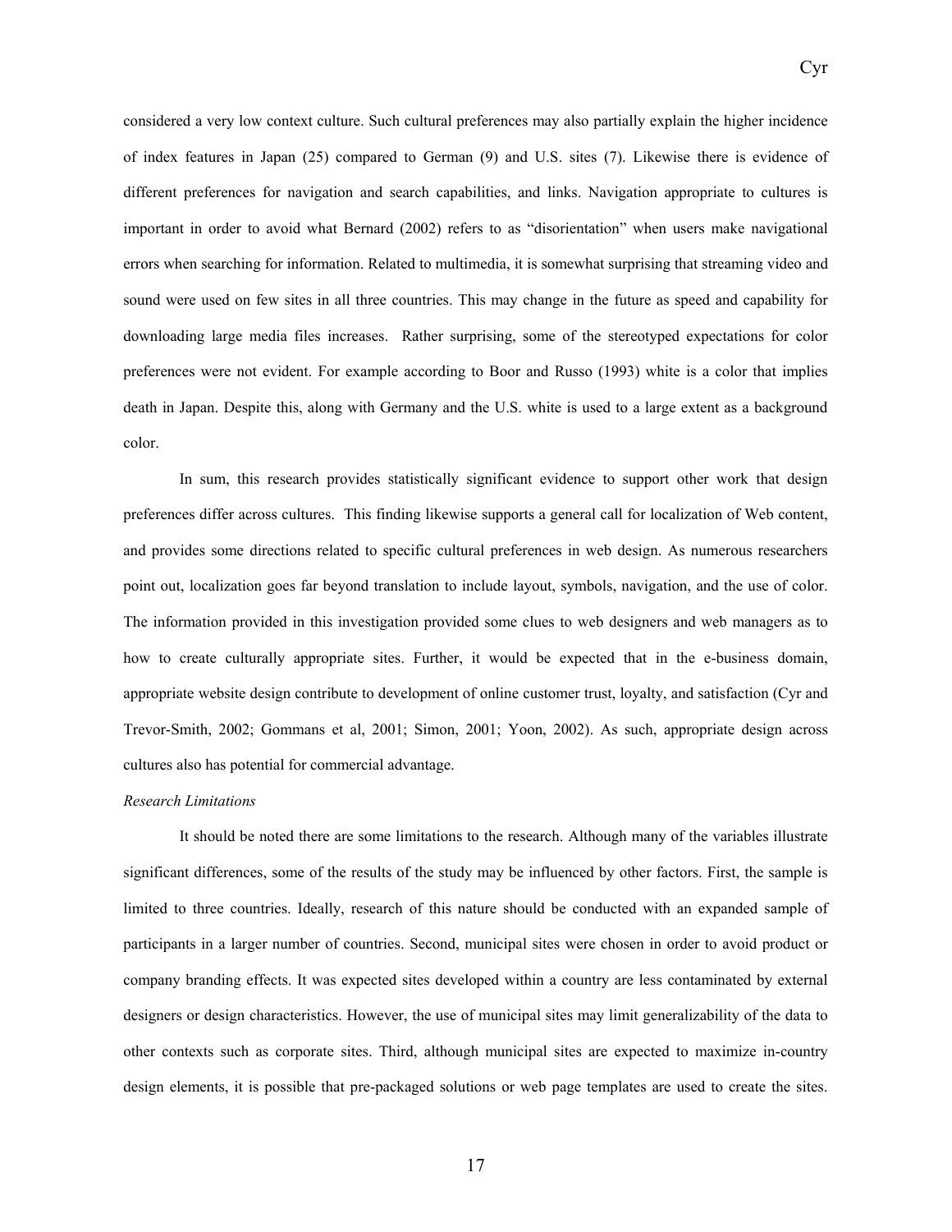considered a very low context culture. Such cultural preferences may also partially explain the higher incidence of index features in Japan (25) compared to German (9) and U.S. sites (7). Likewise there is evidence of different preferences for navigation and search capabilities, and links. Navigation appropriate to cultures is important in order to avoid what Bernard (2002) refers to as "disorientation" when users make navigational errors when searching for information. Related to multimedia, it is somewhat surprising that streaming video and sound were used on few sites in all three countries. This may change in the future as speed and capability for downloading large media files increases. Rather surprising, some of the stereotyped expectations for color preferences were not evident. For example according to Boor and Russo (1993) white is a color that implies death in Japan. Despite this, along with Germany and the U.S. white is used to a large extent as a background color.

In sum, this research provides statistically significant evidence to support other work that design preferences differ across cultures. This finding likewise supports a general call for localization of Web content, and provides some directions related to specific cultural preferences in web design. As numerous researchers point out, localization goes far beyond translation to include layout, symbols, navigation, and the use of color. The information provided in this investigation provided some clues to web designers and web managers as to how to create culturally appropriate sites. Further, it would be expected that in the e-business domain, appropriate website design contribute to development of online customer trust, loyalty, and satisfaction (Cyr and Trevor-Smith, 2002; Gommans et al, 2001; Simon, 2001; Yoon, 2002). As such, appropriate design across cultures also has potential for commercial advantage.

*Research Limitations*

It should be noted there are some limitations to the research. Although many of the variables illustrate significant differences, some of the results of the study may be influenced by other factors. First, the sample is limited to three countries. Ideally, research of this nature should be conducted with an expanded sample of participants in a larger number of countries. Second, municipal sites were chosen in order to avoid product or company branding effects. It was expected sites developed within a country are less contaminated by external designers or design characteristics. However, the use of municipal sites may limit generalizability of the data to other contexts such as corporate sites. Third, although municipal sites are expected to maximize in-country design elements, it is possible that pre-packaged solutions or web page templates are used to create the sites.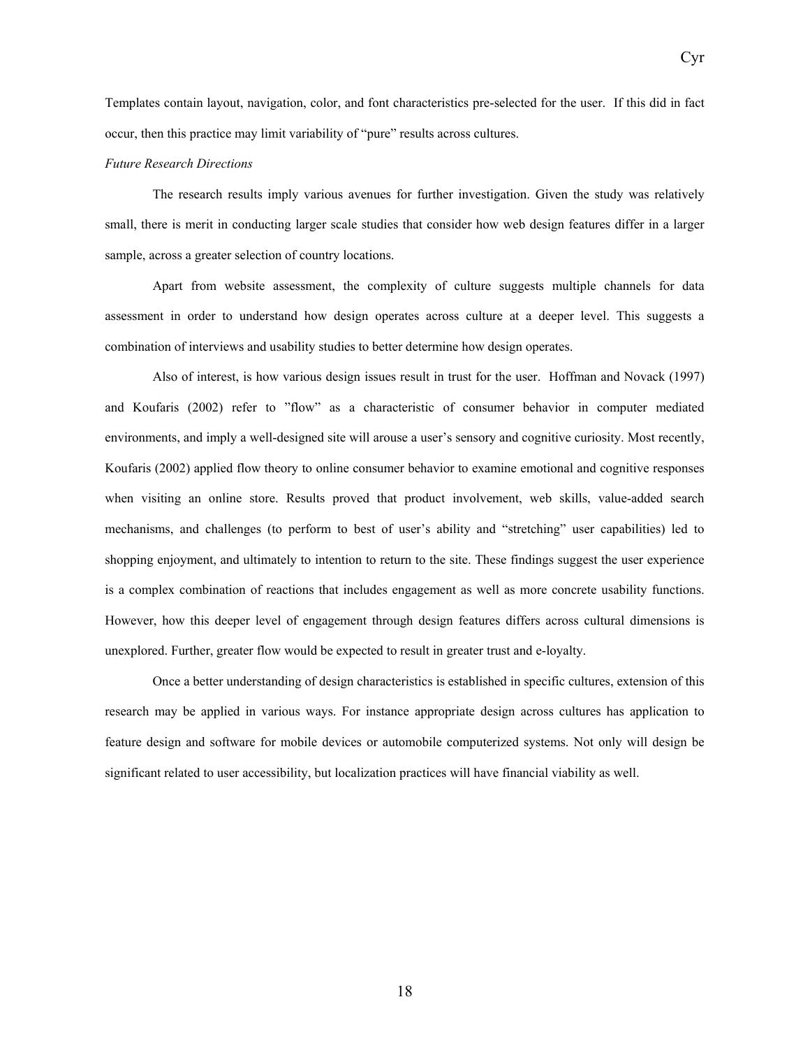Templates contain layout, navigation, color, and font characteristics pre-selected for the user. If this did in fact occur, then this practice may limit variability of “pure” results across cultures.

*Future Research Directions*

The research results imply various avenues for further investigation. Given the study was relatively small, there is merit in conducting larger scale studies that consider how web design features differ in a larger sample, across a greater selection of country locations.

Apart from website assessment, the complexity of culture suggests multiple channels for data assessment in order to understand how design operates across culture at a deeper level. This suggests a combination of interviews and usability studies to better determine how design operates.

Also of interest, is how various design issues result in trust for the user. Hoffman and Novack (1997) and Koufaris (2002) refer to ”flow” as a characteristic of consumer behavior in computer mediated environments, and imply a well-designed site will arouse a user’s sensory and cognitive curiosity. Most recently, Koufaris (2002) applied flow theory to online consumer behavior to examine emotional and cognitive responses when visiting an online store. Results proved that product involvement, web skills, value-added search mechanisms, and challenges (to perform to best of user’s ability and “stretching” user capabilities) led to shopping enjoyment, and ultimately to intention to return to the site. These findings suggest the user experience is a complex combination of reactions that includes engagement as well as more concrete usability functions. However, how this deeper level of engagement through design features differs across cultural dimensions is unexplored. Further, greater flow would be expected to result in greater trust and e-loyalty.

Once a better understanding of design characteristics is established in specific cultures, extension of this research may be applied in various ways. For instance appropriate design across cultures has application to feature design and software for mobile devices or automobile computerized systems. Not only will design be significant related to user accessibility, but localization practices will have financial viability as well.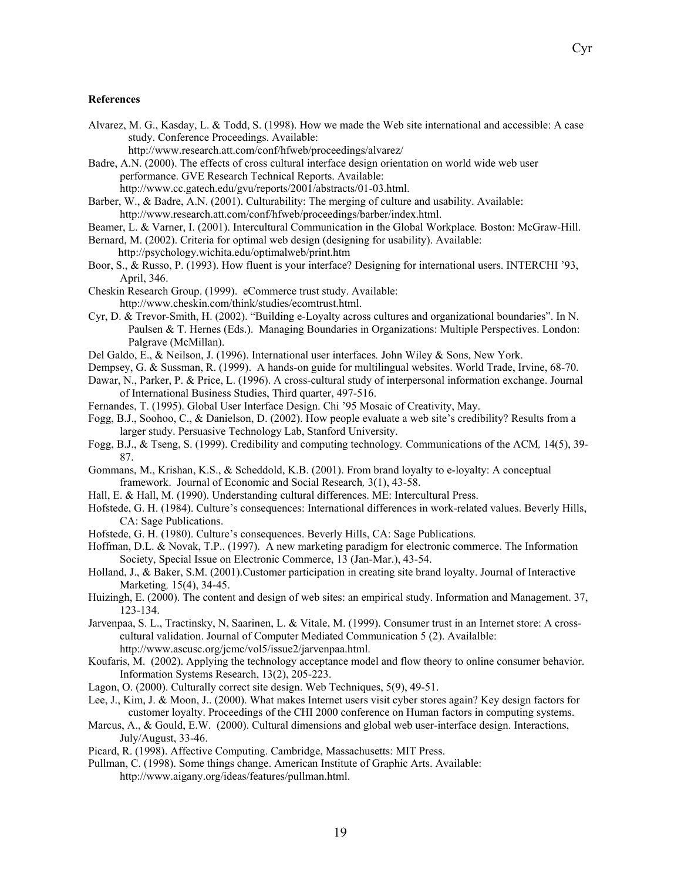**References**

Alvarez, M. G., Kasday, L. & Todd, S. (1998). How we made the Web site international and accessible: A case study. Conference Proceedings. Available: http://www.research.att.com/conf/hfweb/proceedings/alvarez/

Badre, A.N. (2000). The effects of cross cultural interface design orientation on world wide web user performance. GVE Research Technical Reports. Available: http://www.cc.gatech.edu/gvu/reports/2001/abstracts/01-03.html.

Barber, W., & Badre, A.N. (2001). Culturability: The merging of culture and usability. Available: http://www.research.att.com/conf/hfweb/proceedings/barber/index.html.

Beamer, L. & Varner, I. (2001). Intercultural Communication in the Global Workplace*.* Boston: McGraw-Hill.

Bernard, M. (2002). Criteria for optimal web design (designing for usability). Available: http://psychology.wichita.edu/optimalweb/print.htm

Boor, S., & Russo, P. (1993). How fluent is your interface? Designing for international users. INTERCHI '93, April, 346.

Cheskin Research Group. (1999). eCommerce trust study. Available: http://www.cheskin.com/think/studies/ecomtrust.html.

Cyr, D. & Trevor-Smith, H. (2002). "Building e-Loyalty across cultures and organizational boundaries". In N. Paulsen & T. Hernes (Eds.). Managing Boundaries in Organizations: Multiple Perspectives. London: Palgrave (McMillan).

Del Galdo, E., & Neilson, J. (1996). International user interfaces*.* John Wiley & Sons, New York.

Dempsey, G. & Sussman, R. (1999). A hands-on guide for multilingual websites. World Trade, Irvine, 68-70.

Dawar, N., Parker, P. & Price, L. (1996). A cross-cultural study of interpersonal information exchange. Journal of International Business Studies, Third quarter, 497-516.

Fernandes, T. (1995). Global User Interface Design. Chi '95 Mosaic of Creativity, May.

Fogg, B.J., Soohoo, C., & Danielson, D. (2002). How people evaluate a web site's credibility? Results from a larger study. Persuasive Technology Lab, Stanford University.

Fogg, B.J., & Tseng, S. (1999). Credibility and computing technology*.* Communications of the ACM*,* 14(5), 39-87.

Gommans, M., Krishan, K.S., & Scheddold, K.B. (2001). From brand loyalty to e-loyalty: A conceptual framework. Journal of Economic and Social Research*,* 3(1), 43-58.

Hall, E. & Hall, M. (1990). Understanding cultural differences. ME: Intercultural Press.

Hofstede, G. H. (1984). Culture's consequences: International differences in work-related values. Beverly Hills, CA: Sage Publications.

Hofstede, G. H. (1980). Culture's consequences. Beverly Hills, CA: Sage Publications.

Hoffman, D.L. & Novak, T.P.. (1997). A new marketing paradigm for electronic commerce. The Information Society, Special Issue on Electronic Commerce, 13 (Jan-Mar.), 43-54.

Holland, J., & Baker, S.M. (2001).Customer participation in creating site brand loyalty. Journal of Interactive Marketing*,* 15(4), 34-45.

Huizingh, E. (2000). The content and design of web sites: an empirical study. Information and Management. 37, 123-134.

Jarvenpaa, S. L., Tractinsky, N, Saarinen, L. & Vitale, M. (1999). Consumer trust in an Internet store: A cross-cultural validation. Journal of Computer Mediated Communication 5 (2). Availalble: http://www.ascusc.org/jcmc/vol5/issue2/jarvenpaa.html.

Koufaris, M. (2002). Applying the technology acceptance model and flow theory to online consumer behavior. Information Systems Research, 13(2), 205-223.

Lagon, O. (2000). Culturally correct site design. Web Techniques, 5(9), 49-51.

Lee, J., Kim, J. & Moon, J.. (2000). What makes Internet users visit cyber stores again? Key design factors for customer loyalty. Proceedings of the CHI 2000 conference on Human factors in computing systems.

Marcus, A., & Gould, E.W. (2000). Cultural dimensions and global web user-interface design. Interactions, July/August, 33-46.

Picard, R. (1998). Affective Computing. Cambridge, Massachusetts: MIT Press.

Pullman, C. (1998). Some things change. American Institute of Graphic Arts. Available: http://www.aigany.org/ideas/features/pullman.html.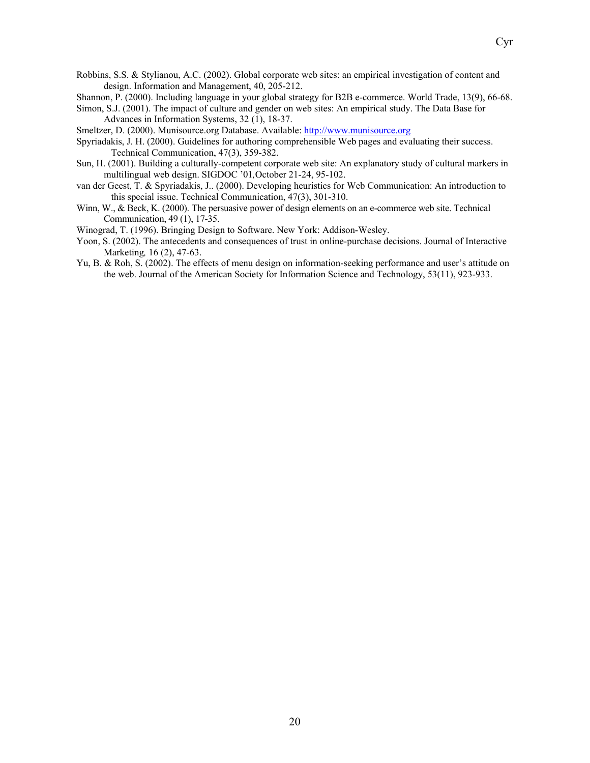Robbins, S.S. & Stylianou, A.C. (2002). Global corporate web sites: an empirical investigation of content and design. Information and Management, 40, 205-212.

Shannon, P. (2000). Including language in your global strategy for B2B e-commerce. World Trade, 13(9), 66-68.

Simon, S.J. (2001). The impact of culture and gender on web sites: An empirical study. The Data Base for Advances in Information Systems, 32 (1), 18-37.

Smeltzer, D. (2000). Munisource.org Database. Available: [http://www.munisource.org](http://www.munisource.org)

Spyriadakis, J. H. (2000). Guidelines for authoring comprehensible Web pages and evaluating their success. Technical Communication, 47(3), 359-382.

Sun, H. (2001). Building a culturally-competent corporate web site: An explanatory study of cultural markers in multilingual web design. SIGDOC '01*,* October 21-24, 95-102.

van der Geest, T. & Spyriadakis, J.. (2000). Developing heuristics for Web Communication: An introduction to this special issue. Technical Communication, 47(3), 301-310.

Winn, W., & Beck, K. (2000). The persuasive power of design elements on an e-commerce web site. Technical Communication, 49 (1), 17-35.

Winograd, T. (1996). Bringing Design to Software. New York: Addison-Wesley.

Yoon, S. (2002). The antecedents and consequences of trust in online-purchase decisions. Journal of Interactive Marketing*,* 16 (2), 47-63.

Yu, B. & Roh, S. (2002). The effects of menu design on information-seeking performance and user's attitude on the web. Journal of the American Society for Information Science and Technology, 53(11), 923-933.